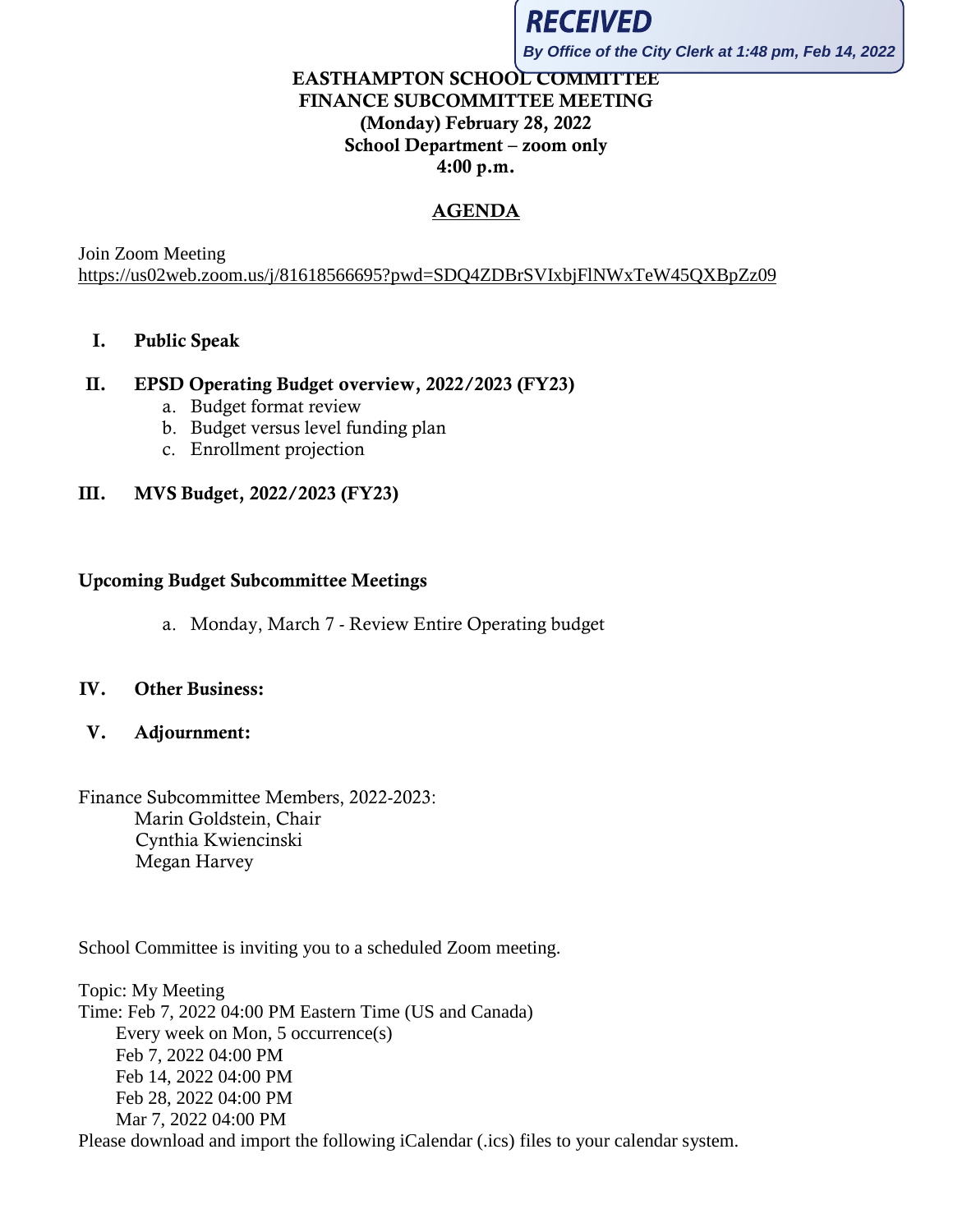**RECEIVED**
*By Office of the City Clerk at 1:48 pm, Feb 14, 2022*

**EASTHAMPTON SCHOOL COMMITTEE**
**FINANCE SUBCOMMITTEE MEETING**
**(Monday) February 28, 2022**
**School Department – zoom only**
**4:00 p.m.**

## AGENDA

Join Zoom Meeting
https://us02web.zoom.us/j/81618566695?pwd=SDQ4ZDBrSVIxbjFlNWxTeW45QXBpZz09

**I. Public Speak**

**II. EPSD Operating Budget overview, 2022/2023 (FY23)**

a. Budget format review
b. Budget versus level funding plan
c. Enrollment projection

**III. MVS Budget, 2022/2023 (FY23)**

**Upcoming Budget Subcommittee Meetings**

a. Monday, March 7 - Review Entire Operating budget

**IV. Other Business:**

**V. Adjournment:**

Finance Subcommittee Members, 2022-2023:
Marin Goldstein, Chair
Cynthia Kwiencinski
Megan Harvey

School Committee is inviting you to a scheduled Zoom meeting.

Topic: My Meeting
Time: Feb 7, 2022 04:00 PM Eastern Time (US and Canada)
Every week on Mon, 5 occurrence(s)
Feb 7, 2022 04:00 PM
Feb 14, 2022 04:00 PM
Feb 28, 2022 04:00 PM
Mar 7, 2022 04:00 PM
Please download and import the following iCalendar (.ics) files to your calendar system.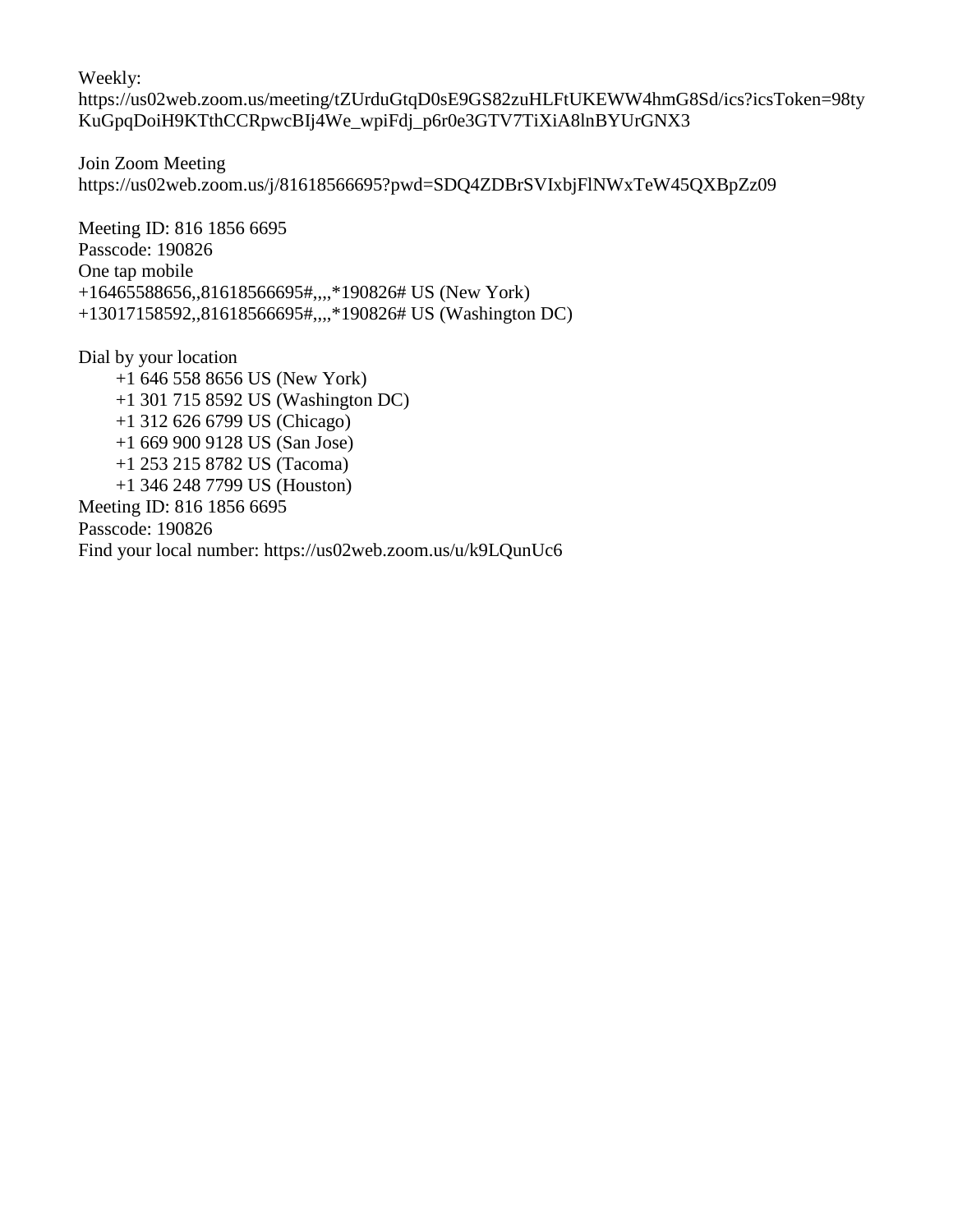Weekly:
https://us02web.zoom.us/meeting/tZUrduGtqD0sE9GS82zuHLFtUKEWW4hmG8Sd/ics?icsToken=98tyKuGpqDoiH9KTthCCRpwcBIj4We_wpiFdj_p6r0e3GTV7TiXiA8lnBYUrGNX3

Join Zoom Meeting
https://us02web.zoom.us/j/81618566695?pwd=SDQ4ZDBrSVIxbjFlNWxTeW45QXBpZz09

Meeting ID: 816 1856 6695
Passcode: 190826
One tap mobile
+16465588656,,81618566695#,,,,*190826# US (New York)
+13017158592,,81618566695#,,,,*190826# US (Washington DC)

Dial by your location
- +1 646 558 8656 US (New York)
- +1 301 715 8592 US (Washington DC)
- +1 312 626 6799 US (Chicago)
- +1 669 900 9128 US (San Jose)
- +1 253 215 8782 US (Tacoma)
- +1 346 248 7799 US (Houston)

Meeting ID: 816 1856 6695
Passcode: 190826
Find your local number: https://us02web.zoom.us/u/k9LQunUc6